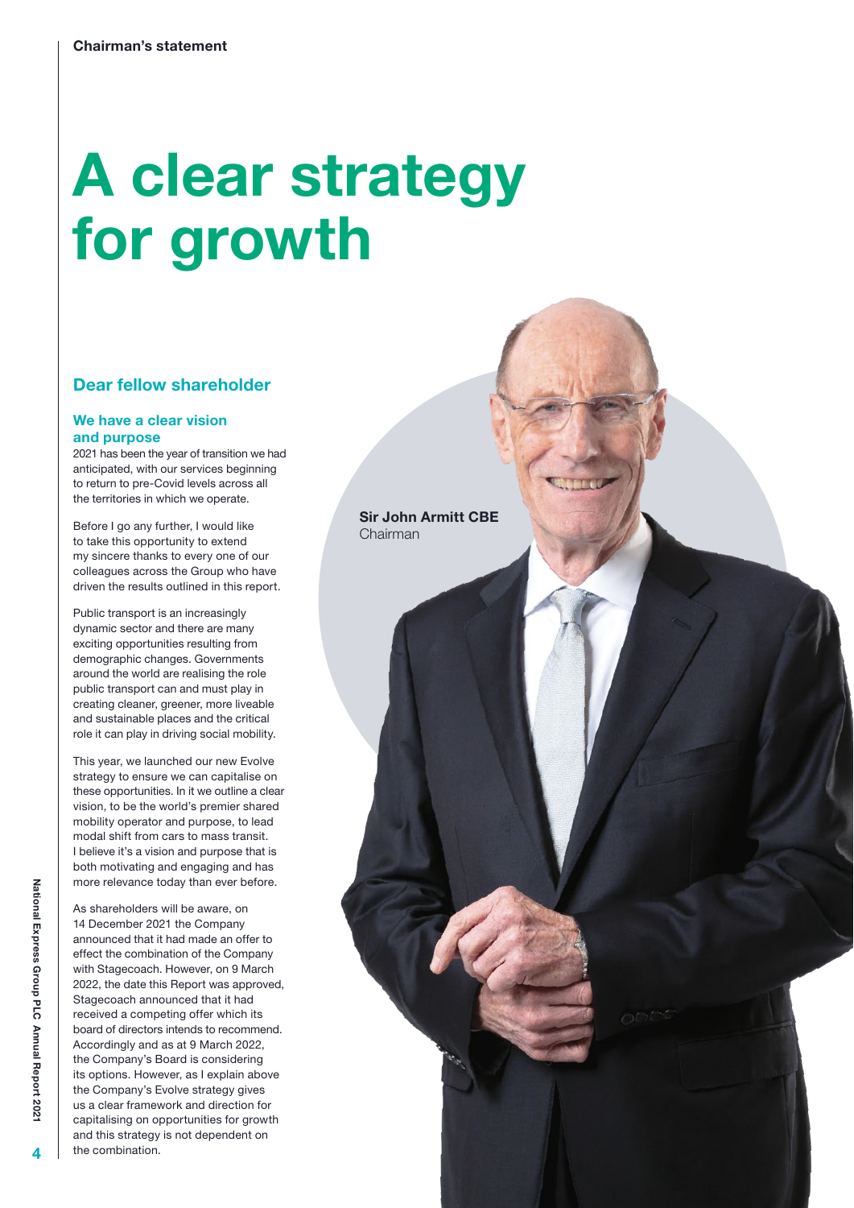# A clear strategy for growth

Sir John Armitt CBE
Chairman

## Dear fellow shareholder

### We have a clear vision and purpose

2021 has been the year of transition we had anticipated, with our services beginning to return to pre-Covid levels across all the territories in which we operate.

Before I go any further, I would like to take this opportunity to extend my sincere thanks to every one of our colleagues across the Group who have driven the results outlined in this report.

Public transport is an increasingly dynamic sector and there are many exciting opportunities resulting from demographic changes. Governments around the world are realising the role public transport can and must play in creating cleaner, greener, more liveable and sustainable places and the critical role it can play in driving social mobility.

This year, we launched our new Evolve strategy to ensure we can capitalise on these opportunities. In it we outline a clear vision, to be the world's premier shared mobility operator and purpose, to lead modal shift from cars to mass transit. I believe it's a vision and purpose that is both motivating and engaging and has more relevance today than ever before.

As shareholders will be aware, on 14 December 2021 the Company announced that it had made an offer to effect the combination of the Company with Stagecoach. However, on 9 March 2022, the date this Report was approved, Stagecoach announced that it had received a competing offer which its board of directors intends to recommend. Accordingly and as at 9 March 2022, the Company's Board is considering its options. However, as I explain above the Company's Evolve strategy gives us a clear framework and direction for capitalising on opportunities for growth and this strategy is not dependent on the combination.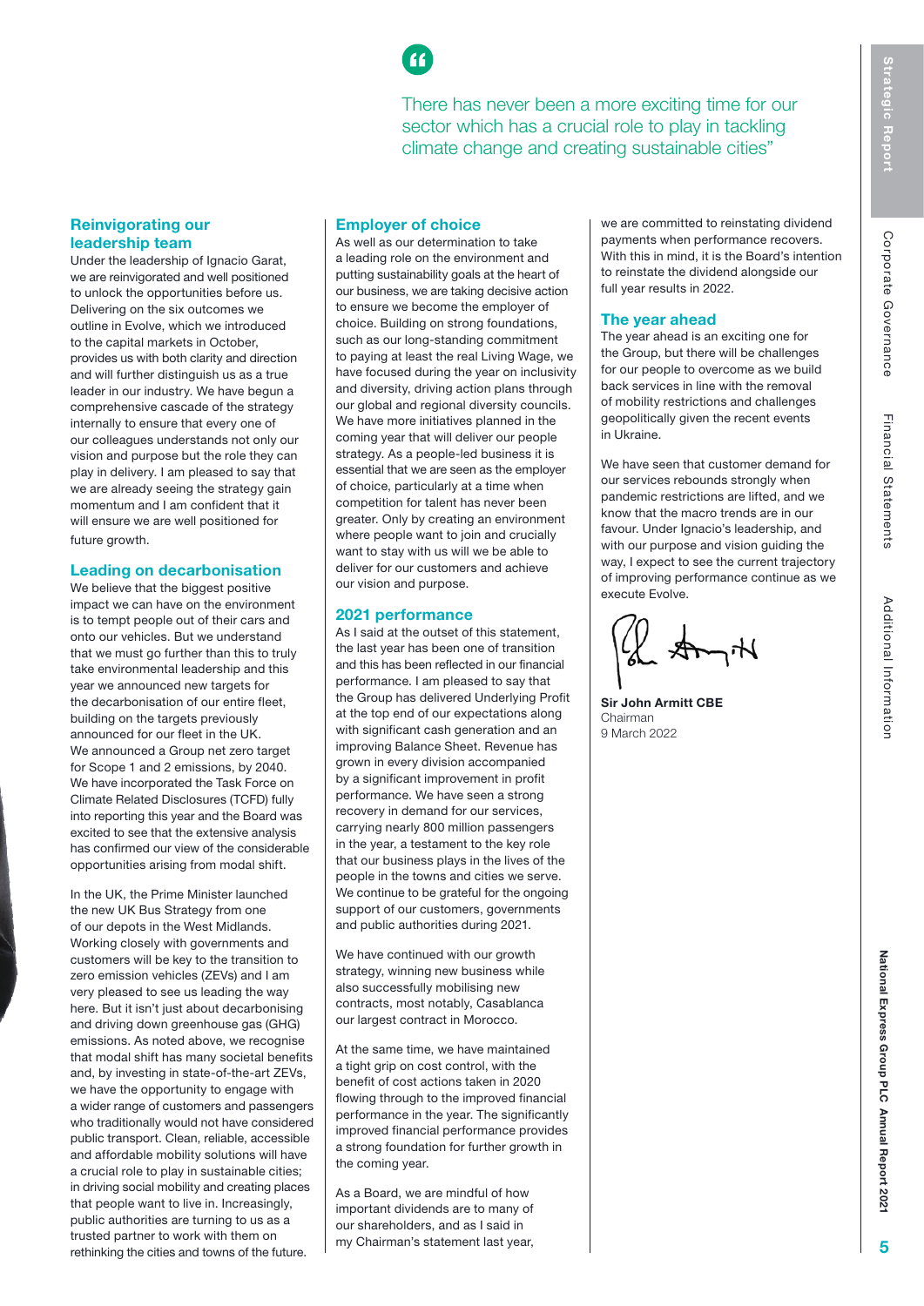> There has never been a more exciting time for our sector which has a crucial role to play in tackling climate change and creating sustainable cities"

## Reinvigorating our leadership team

Under the leadership of Ignacio Garat, we are reinvigorated and well positioned to unlock the opportunities before us. Delivering on the six outcomes we outline in Evolve, which we introduced to the capital markets in October, provides us with both clarity and direction and will further distinguish us as a true leader in our industry. We have begun a comprehensive cascade of the strategy internally to ensure that every one of our colleagues understands not only our vision and purpose but the role they can play in delivery. I am pleased to say that we are already seeing the strategy gain momentum and I am confident that it will ensure we are well positioned for future growth.

## Leading on decarbonisation

We believe that the biggest positive impact we can have on the environment is to tempt people out of their cars and onto our vehicles. But we understand that we must go further than this to truly take environmental leadership and this year we announced new targets for the decarbonisation of our entire fleet, building on the targets previously announced for our fleet in the UK. We announced a Group net zero target for Scope 1 and 2 emissions, by 2040. We have incorporated the Task Force on Climate Related Disclosures (TCFD) fully into reporting this year and the Board was excited to see that the extensive analysis has confirmed our view of the considerable opportunities arising from modal shift.

In the UK, the Prime Minister launched the new UK Bus Strategy from one of our depots in the West Midlands. Working closely with governments and customers will be key to the transition to zero emission vehicles (ZEVs) and I am very pleased to see us leading the way here. But it isn't just about decarbonising and driving down greenhouse gas (GHG) emissions. As noted above, we recognise that modal shift has many societal benefits and, by investing in state-of-the-art ZEVs, we have the opportunity to engage with a wider range of customers and passengers who traditionally would not have considered public transport. Clean, reliable, accessible and affordable mobility solutions will have a crucial role to play in sustainable cities; in driving social mobility and creating places that people want to live in. Increasingly, public authorities are turning to us as a trusted partner to work with them on rethinking the cities and towns of the future.

## Employer of choice

As well as our determination to take a leading role on the environment and putting sustainability goals at the heart of our business, we are taking decisive action to ensure we become the employer of choice. Building on strong foundations, such as our long-standing commitment to paying at least the real Living Wage, we have focused during the year on inclusivity and diversity, driving action plans through our global and regional diversity councils. We have more initiatives planned in the coming year that will deliver our people strategy. As a people-led business it is essential that we are seen as the employer of choice, particularly at a time when competition for talent has never been greater. Only by creating an environment where people want to join and crucially want to stay with us will we be able to deliver for our customers and achieve our vision and purpose.

## 2021 performance

As I said at the outset of this statement, the last year has been one of transition and this has been reflected in our financial performance. I am pleased to say that the Group has delivered Underlying Profit at the top end of our expectations along with significant cash generation and an improving Balance Sheet. Revenue has grown in every division accompanied by a significant improvement in profit performance. We have seen a strong recovery in demand for our services, carrying nearly 800 million passengers in the year, a testament to the key role that our business plays in the lives of the people in the towns and cities we serve. We continue to be grateful for the ongoing support of our customers, governments and public authorities during 2021.

We have continued with our growth strategy, winning new business while also successfully mobilising new contracts, most notably, Casablanca our largest contract in Morocco.

At the same time, we have maintained a tight grip on cost control, with the benefit of cost actions taken in 2020 flowing through to the improved financial performance in the year. The significantly improved financial performance provides a strong foundation for further growth in the coming year.

As a Board, we are mindful of how important dividends are to many of our shareholders, and as I said in my Chairman's statement last year, we are committed to reinstating dividend payments when performance recovers. With this in mind, it is the Board's intention to reinstate the dividend alongside our full year results in 2022.

## The year ahead

The year ahead is an exciting one for the Group, but there will be challenges for our people to overcome as we build back services in line with the removal of mobility restrictions and challenges geopolitically given the recent events in Ukraine.

We have seen that customer demand for our services rebounds strongly when pandemic restrictions are lifted, and we know that the macro trends are in our favour. Under Ignacio's leadership, and with our purpose and vision guiding the way, I expect to see the current trajectory of improving performance continue as we execute Evolve.

**Sir John Armitt CBE**
Chairman
9 March 2022